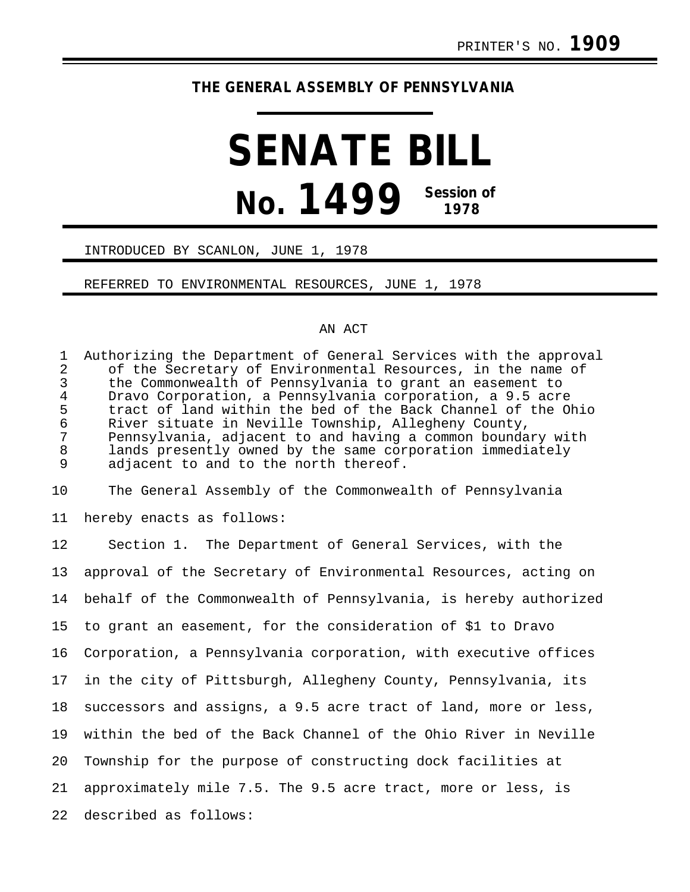PRINTER'S NO. **1909**

**THE GENERAL ASSEMBLY OF PENNSYLVANIA**

# SENATE BILL

# No. 1499 Session of 1978

INTRODUCED BY SCANLON, JUNE 1, 1978

REFERRED TO ENVIRONMENTAL RESOURCES, JUNE 1, 1978

AN ACT

Authorizing the Department of General Services with the approval of the Secretary of Environmental Resources, in the name of the Commonwealth of Pennsylvania to grant an easement to Dravo Corporation, a Pennsylvania corporation, a 9.5 acre tract of land within the bed of the Back Channel of the Ohio River situate in Neville Township, Allegheny County, Pennsylvania, adjacent to and having a common boundary with lands presently owned by the same corporation immediately adjacent to and to the north thereof.

The General Assembly of the Commonwealth of Pennsylvania hereby enacts as follows:

Section 1. The Department of General Services, with the approval of the Secretary of Environmental Resources, acting on behalf of the Commonwealth of Pennsylvania, is hereby authorized to grant an easement, for the consideration of $1 to Dravo Corporation, a Pennsylvania corporation, with executive offices in the city of Pittsburgh, Allegheny County, Pennsylvania, its successors and assigns, a 9.5 acre tract of land, more or less, within the bed of the Back Channel of the Ohio River in Neville Township for the purpose of constructing dock facilities at approximately mile 7.5. The 9.5 acre tract, more or less, is described as follows: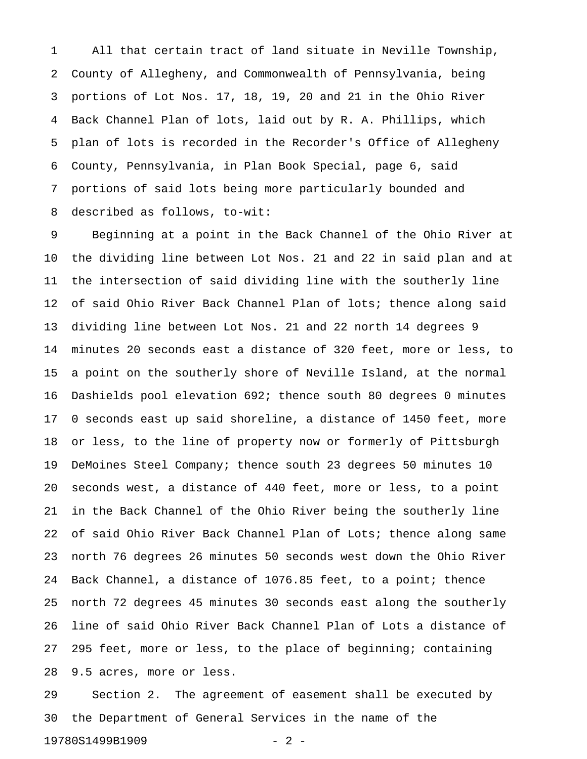All that certain tract of land situate in Neville Township, County of Allegheny, and Commonwealth of Pennsylvania, being portions of Lot Nos. 17, 18, 19, 20 and 21 in the Ohio River Back Channel Plan of lots, laid out by R. A. Phillips, which plan of lots is recorded in the Recorder's Office of Allegheny County, Pennsylvania, in Plan Book Special, page 6, said portions of said lots being more particularly bounded and described as follows, to-wit:

Beginning at a point in the Back Channel of the Ohio River at the dividing line between Lot Nos. 21 and 22 in said plan and at the intersection of said dividing line with the southerly line of said Ohio River Back Channel Plan of lots; thence along said dividing line between Lot Nos. 21 and 22 north 14 degrees 9 minutes 20 seconds east a distance of 320 feet, more or less, to a point on the southerly shore of Neville Island, at the normal Dashields pool elevation 692; thence south 80 degrees 0 minutes 0 seconds east up said shoreline, a distance of 1450 feet, more or less, to the line of property now or formerly of Pittsburgh DeMoines Steel Company; thence south 23 degrees 50 minutes 10 seconds west, a distance of 440 feet, more or less, to a point in the Back Channel of the Ohio River being the southerly line of said Ohio River Back Channel Plan of Lots; thence along same north 76 degrees 26 minutes 50 seconds west down the Ohio River Back Channel, a distance of 1076.85 feet, to a point; thence north 72 degrees 45 minutes 30 seconds east along the southerly line of said Ohio River Back Channel Plan of Lots a distance of 295 feet, more or less, to the place of beginning; containing 9.5 acres, more or less.

Section 2. The agreement of easement shall be executed by the Department of General Services in the name of the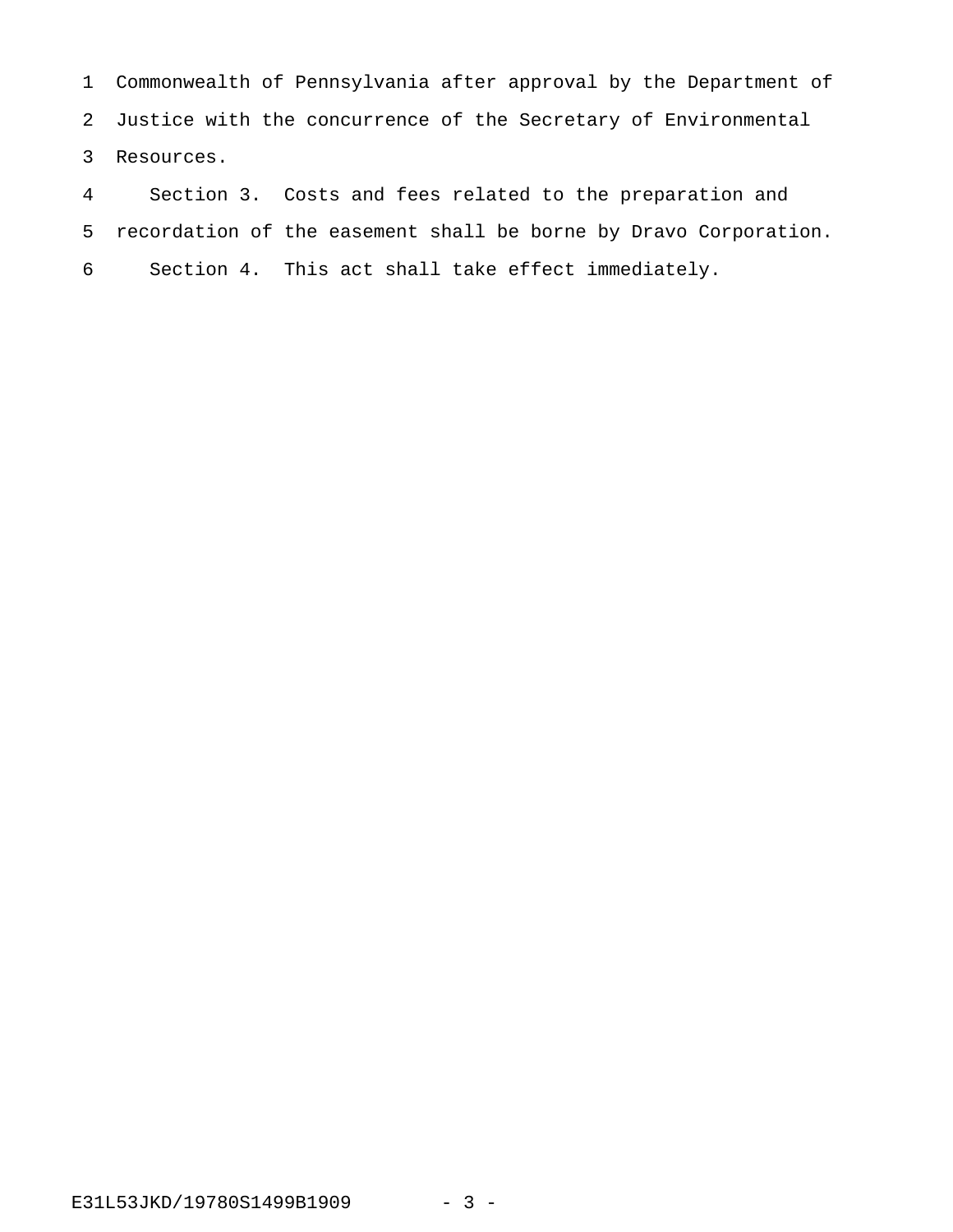Commonwealth of Pennsylvania after approval by the Department of Justice with the concurrence of the Secretary of Environmental Resources.

Section 3. Costs and fees related to the preparation and recordation of the easement shall be borne by Dravo Corporation.

Section 4. This act shall take effect immediately.